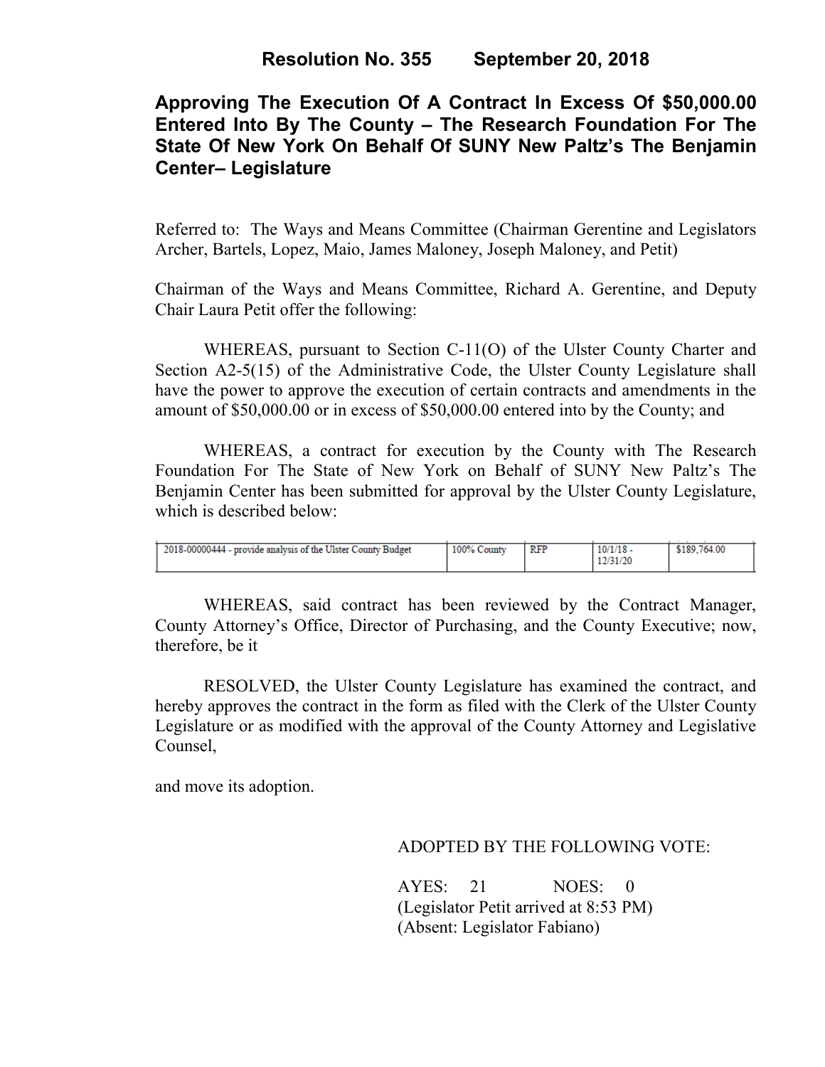# Resolution No. 355 September 20, 2018

## Approving The Execution Of A Contract In Excess Of $50,000.00 Entered Into By The County – The Research Foundation For The State Of New York On Behalf Of SUNY New Paltz's The Benjamin Center– Legislature

Referred to: The Ways and Means Committee (Chairman Gerentine and Legislators Archer, Bartels, Lopez, Maio, James Maloney, Joseph Maloney, and Petit)

Chairman of the Ways and Means Committee, Richard A. Gerentine, and Deputy Chair Laura Petit offer the following:

WHEREAS, pursuant to Section C-11(O) of the Ulster County Charter and Section A2-5(15) of the Administrative Code, the Ulster County Legislature shall have the power to approve the execution of certain contracts and amendments in the amount of $50,000.00 or in excess of $50,000.00 entered into by the County; and

WHEREAS, a contract for execution by the County with The Research Foundation For The State of New York on Behalf of SUNY New Paltz's The Benjamin Center has been submitted for approval by the Ulster County Legislature, which is described below:

| | | | | |
|---|---|---|---|---|
| 2018-00000444 - provide analysis of the Ulster County Budget | 100% County | RFP | 10/1/18 - 12/31/20 | $189,764.00 |

WHEREAS, said contract has been reviewed by the Contract Manager, County Attorney's Office, Director of Purchasing, and the County Executive; now, therefore, be it

RESOLVED, the Ulster County Legislature has examined the contract, and hereby approves the contract in the form as filed with the Clerk of the Ulster County Legislature or as modified with the approval of the County Attorney and Legislative Counsel,

and move its adoption.

ADOPTED BY THE FOLLOWING VOTE:

AYES: 21 NOES: 0
(Legislator Petit arrived at 8:53 PM)
(Absent: Legislator Fabiano)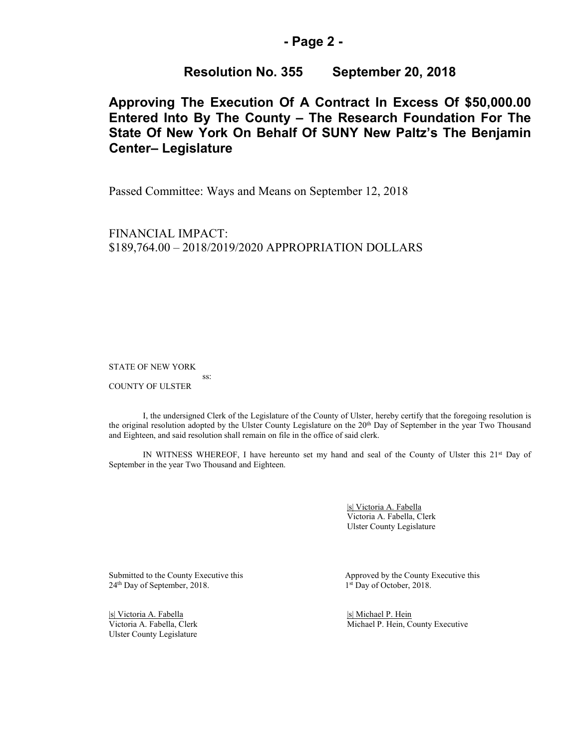## Resolution No. 355 September 20, 2018

## Approving The Execution Of A Contract In Excess Of $50,000.00 Entered Into By The County – The Research Foundation For The State Of New York On Behalf Of SUNY New Paltz's The Benjamin Center– Legislature

Passed Committee: Ways and Means on September 12, 2018

FINANCIAL IMPACT:
$189,764.00 – 2018/2019/2020 APPROPRIATION DOLLARS

STATE OF NEW YORK
ss:
COUNTY OF ULSTER

I, the undersigned Clerk of the Legislature of the County of Ulster, hereby certify that the foregoing resolution is the original resolution adopted by the Ulster County Legislature on the 20th Day of September in the year Two Thousand and Eighteen, and said resolution shall remain on file in the office of said clerk.

IN WITNESS WHEREOF, I have hereunto set my hand and seal of the County of Ulster this 21st Day of September in the year Two Thousand and Eighteen.

|s| Victoria A. Fabella
Victoria A. Fabella, Clerk
Ulster County Legislature

Submitted to the County Executive this 24th Day of September, 2018.

|s| Victoria A. Fabella
Victoria A. Fabella, Clerk
Ulster County Legislature

Approved by the County Executive this 1st Day of October, 2018.

|s| Michael P. Hein
Michael P. Hein, County Executive